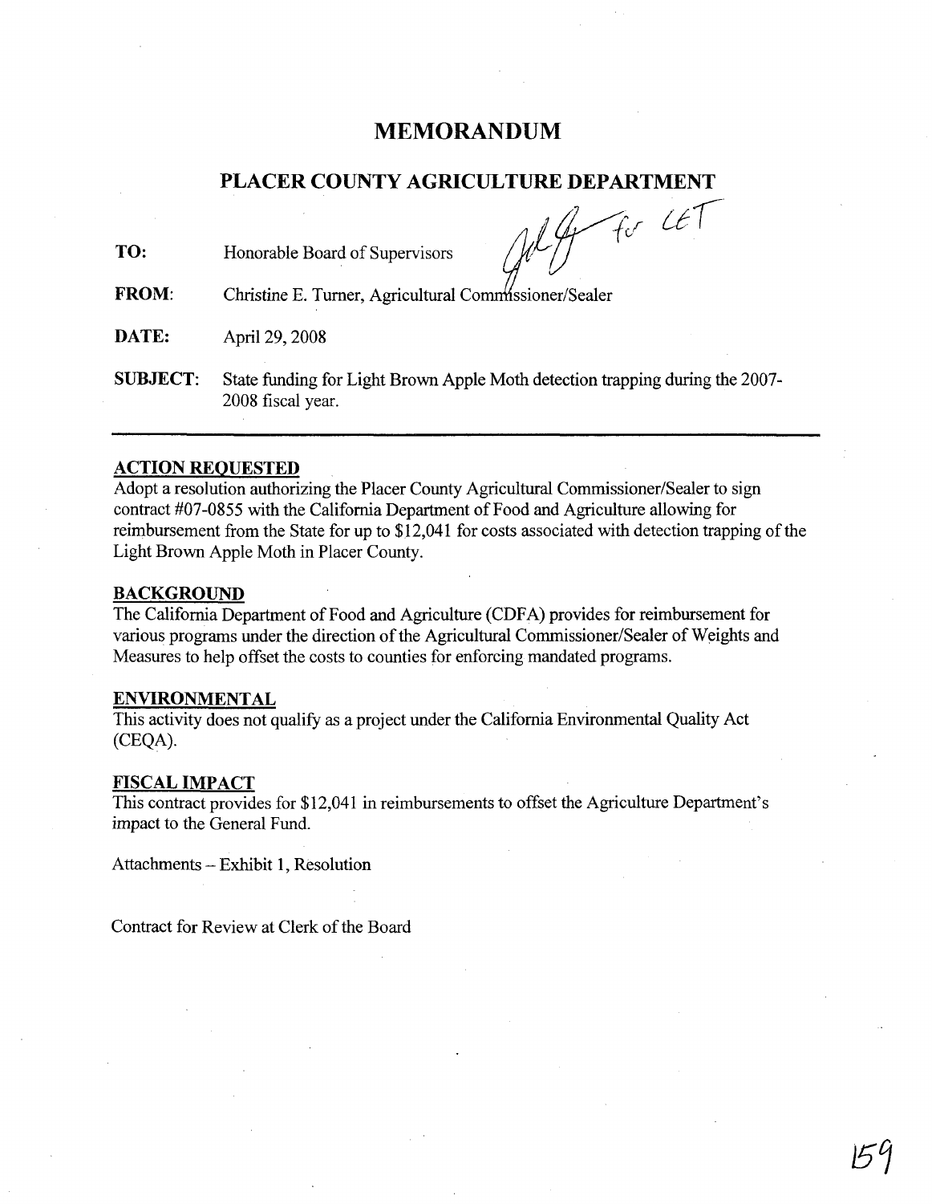# MEMORANDUM

## PLACER COUNTY AGRICULTURE DEPARTMENT

**TO:** Honorable Board of Supervisors

**FROM:** Christine E. Turner, Agricultural Commissioner/Sealer

**DATE:** April 29, 2008

**SUBJECT:** State funding for Light Brown Apple Moth detection trapping during the 2007-2008 fiscal year.

---

### ACTION REQUESTED

Adopt a resolution authorizing the Placer County Agricultural Commissioner/Sealer to sign contract #07-0855 with the California Department of Food and Agriculture allowing for reimbursement from the State for up to $12,041 for costs associated with detection trapping of the Light Brown Apple Moth in Placer County.

### BACKGROUND

The California Department of Food and Agriculture (CDFA) provides for reimbursement for various programs under the direction of the Agricultural Commissioner/Sealer of Weights and Measures to help offset the costs to counties for enforcing mandated programs.

### ENVIRONMENTAL

This activity does not qualify as a project under the California Environmental Quality Act (CEQA).

### FISCAL IMPACT

This contract provides for $12,041 in reimbursements to offset the Agriculture Department's impact to the General Fund.

Attachments – Exhibit 1, Resolution

Contract for Review at Clerk of the Board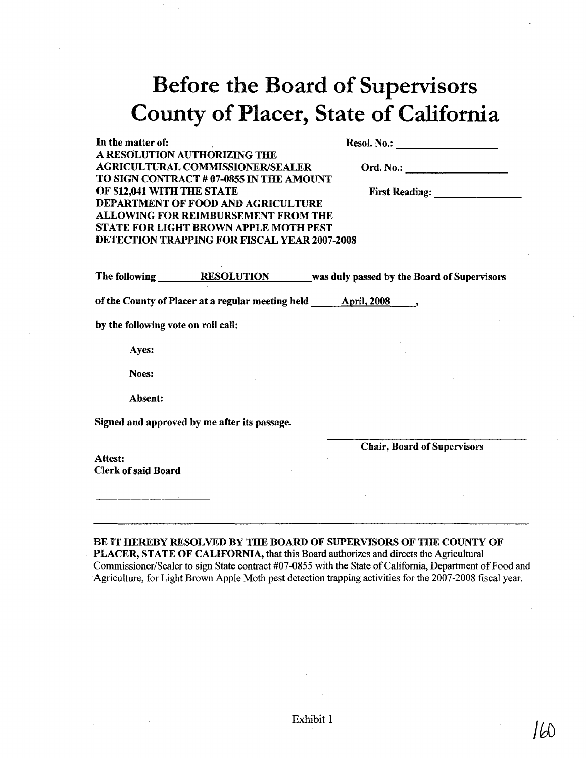# Before the Board of Supervisors County of Placer, State of California

**In the matter of:**
**A RESOLUTION AUTHORIZING THE AGRICULTURAL COMMISSIONER/SEALER TO SIGN CONTRACT # 07-0855 IN THE AMOUNT OF $12,041 WITH THE STATE DEPARTMENT OF FOOD AND AGRICULTURE ALLOWING FOR REIMBURSEMENT FROM THE STATE FOR LIGHT BROWN APPLE MOTH PEST DETECTION TRAPPING FOR FISCAL YEAR 2007-2008**

**Resol. No.:** ____________________

**Ord. No.:** ____________________

**First Reading:** ________________

**The following** <u>RESOLUTION</u> **was duly passed by the Board of Supervisors of the County of Placer at a regular meeting held** <u>April, 2008</u>**,**

**by the following vote on roll call:**

**Ayes:**

**Noes:**

**Absent:**

**Signed and approved by me after its passage.**

______________________________
**Chair, Board of Supervisors**

**Attest:**
**Clerk of said Board**

______________________

---

**BE IT HEREBY RESOLVED BY THE BOARD OF SUPERVISORS OF THE COUNTY OF PLACER, STATE OF CALIFORNIA,** that this Board authorizes and directs the Agricultural Commissioner/Sealer to sign State contract #07-0855 with the State of California, Department of Food and Agriculture, for Light Brown Apple Moth pest detection trapping activities for the 2007-2008 fiscal year.

Exhibit 1